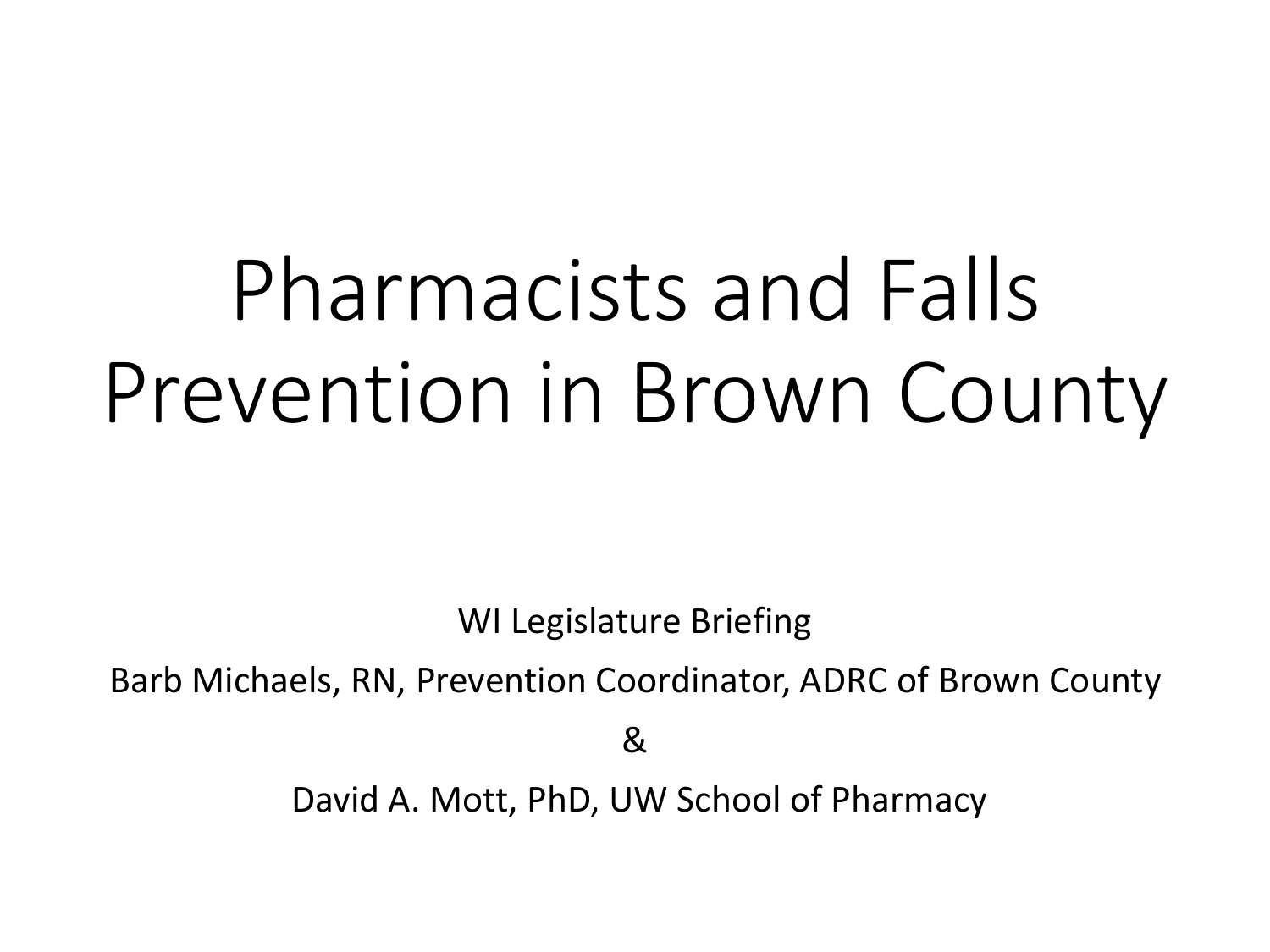# Pharmacists and Falls Prevention in Brown County

WI Legislature Briefing

Barb Michaels, RN, Prevention Coordinator, ADRC of Brown County

&

David A. Mott, PhD, UW School of Pharmacy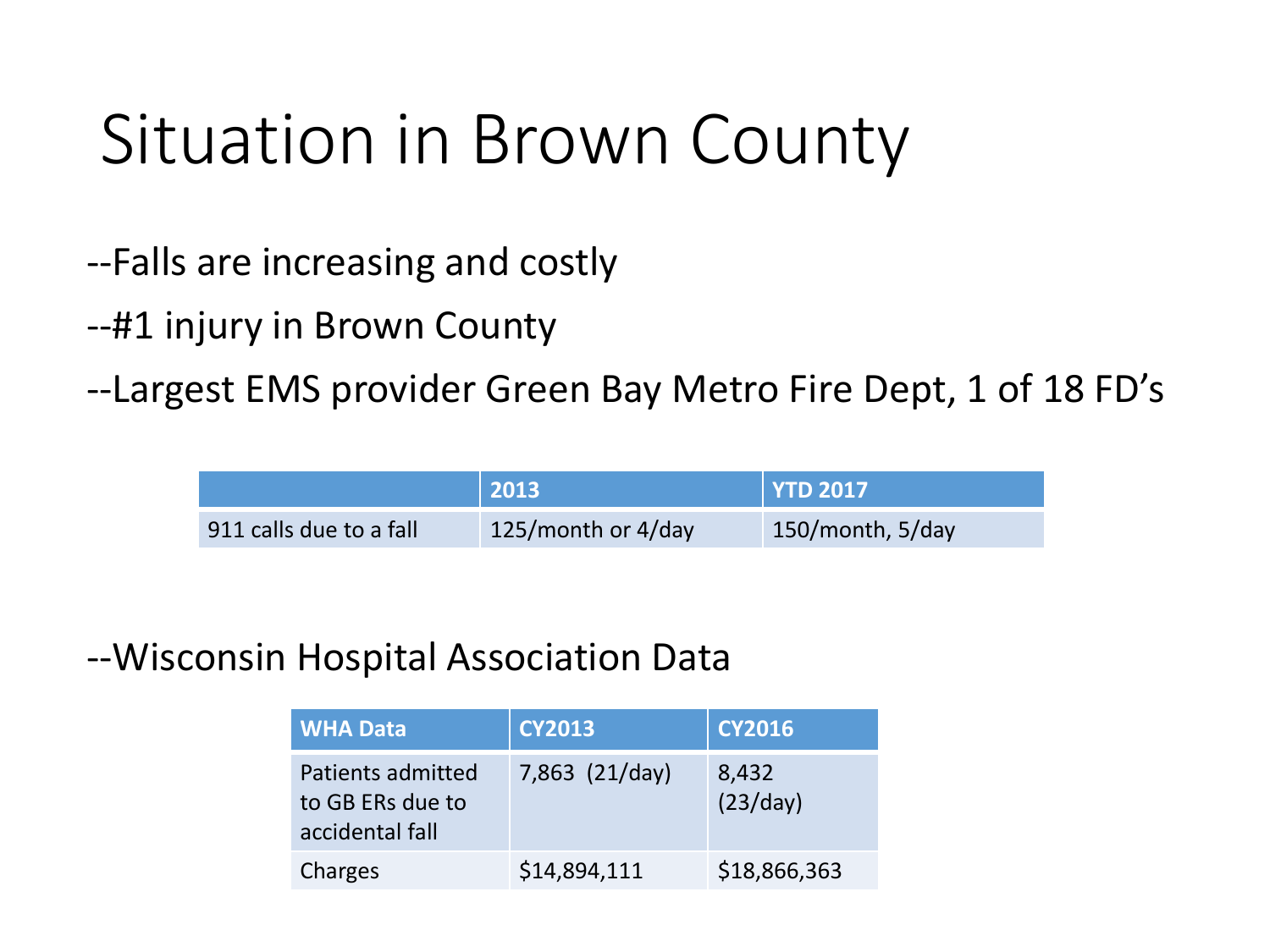# Situation in Brown County

--Falls are increasing and costly

--#1 injury in Brown County

--Largest EMS provider Green Bay Metro Fire Dept, 1 of 18 FD's

| | 2013 | YTD 2017 |
|---|---|---|
| 911 calls due to a fall | 125/month or 4/day | 150/month, 5/day |

--Wisconsin Hospital Association Data

| WHA Data | CY2013 | CY2016 |
|---|---|---|
| Patients admitted to GB ERs due to accidental fall | 7,863 (21/day) | 8,432 (23/day) |
| Charges | $14,894,111 | $18,866,363 |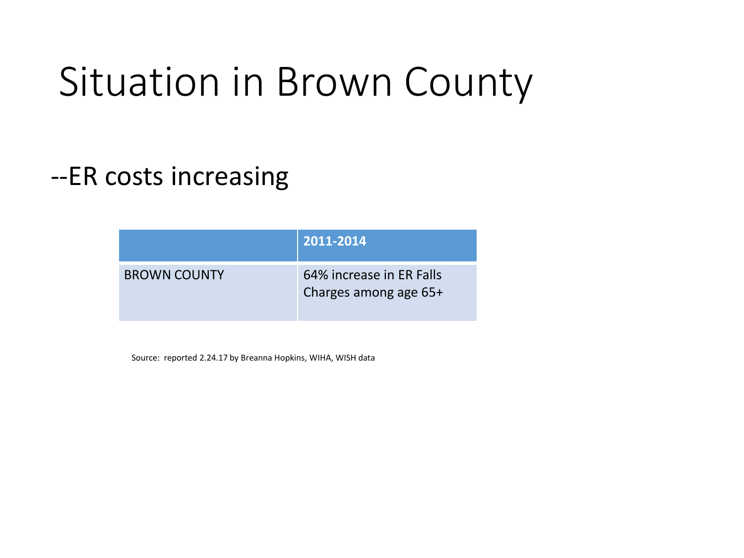# Situation in Brown County

--ER costs increasing

| | 2011-2014 |
|---|---|
| BROWN COUNTY | 64% increase in ER Falls Charges among age 65+ |

Source: reported 2.24.17 by Breanna Hopkins, WIHA, WISH data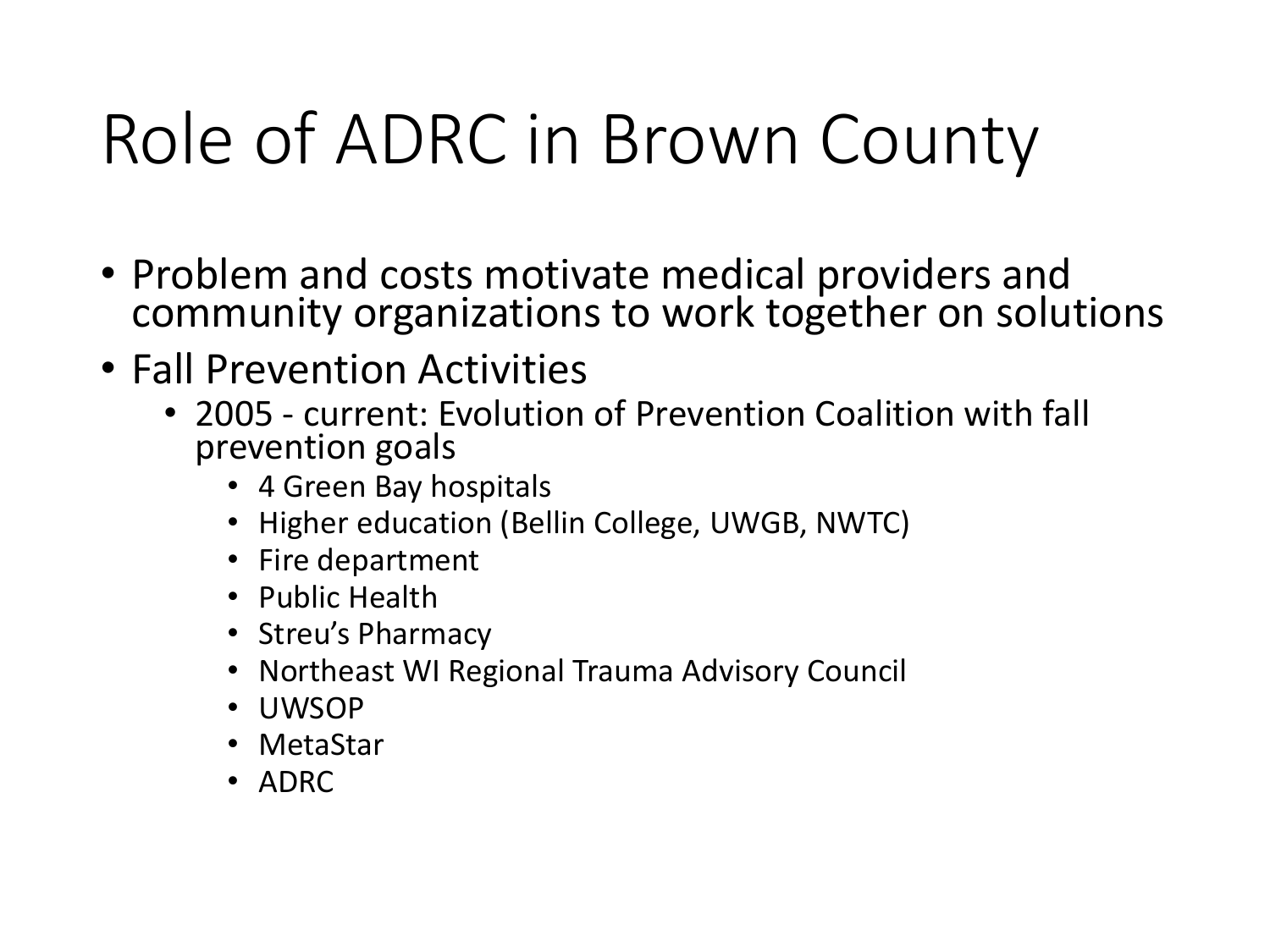# Role of ADRC in Brown County

- Problem and costs motivate medical providers and community organizations to work together on solutions
- Fall Prevention Activities
  - 2005 - current: Evolution of Prevention Coalition with fall prevention goals
    - 4 Green Bay hospitals
    - Higher education (Bellin College, UWGB, NWTC)
    - Fire department
    - Public Health
    - Streu's Pharmacy
    - Northeast WI Regional Trauma Advisory Council
    - UWSOP
    - MetaStar
    - ADRC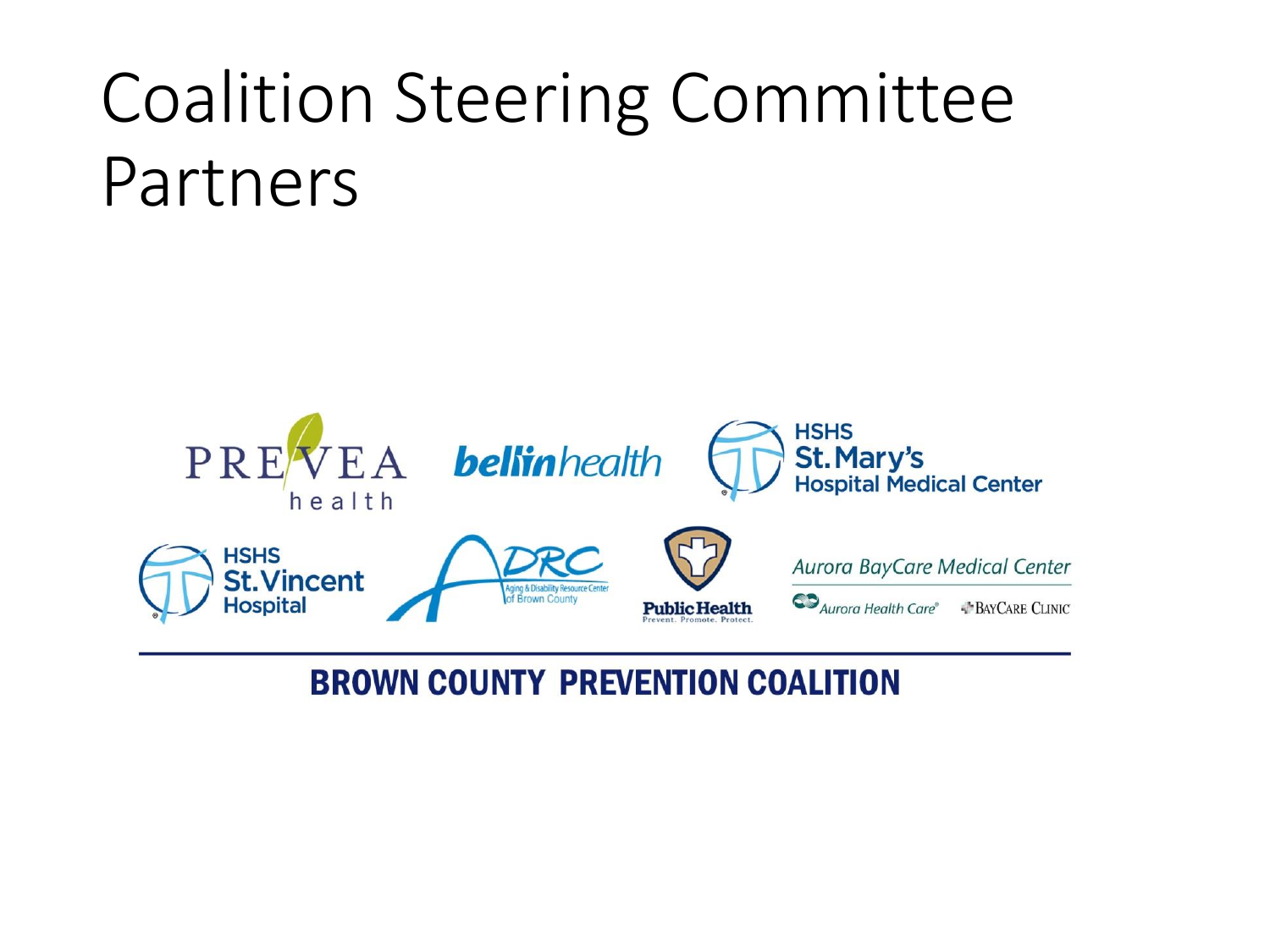# Coalition Steering Committee Partners

PREVEA health

bellin health

HSHS St. Mary's Hospital Medical Center

HSHS St. Vincent Hospital

ADRC Aging & Disability Resource Center of Brown County

Public Health Prevent. Promote. Protect.

Aurora BayCare Medical Center

Aurora Health Care® BayCare Clinic

**BROWN COUNTY PREVENTION COALITION**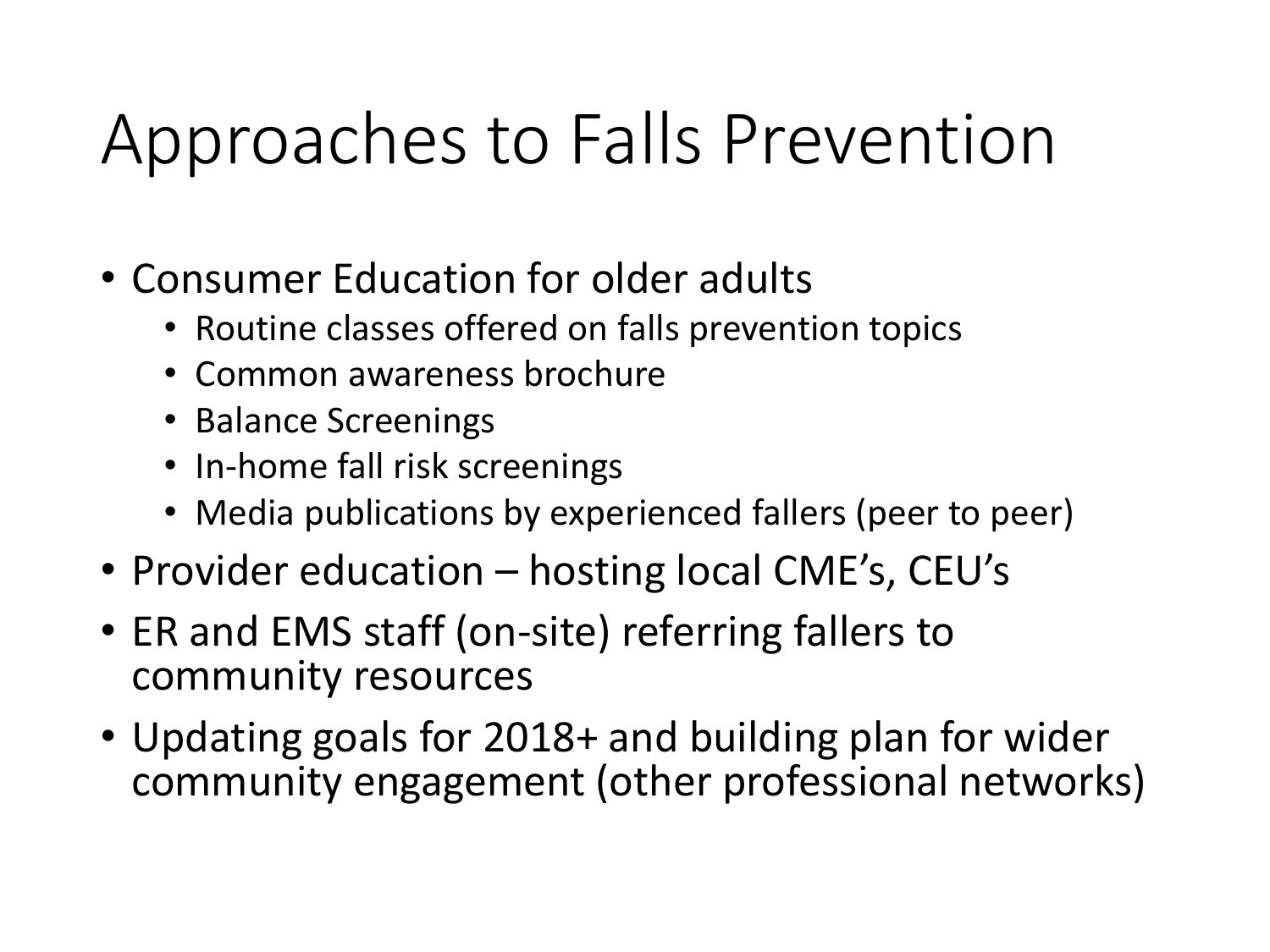# Approaches to Falls Prevention

- Consumer Education for older adults
  - Routine classes offered on falls prevention topics
  - Common awareness brochure
  - Balance Screenings
  - In-home fall risk screenings
  - Media publications by experienced fallers (peer to peer)
- Provider education – hosting local CME's, CEU's
- ER and EMS staff (on-site) referring fallers to community resources
- Updating goals for 2018+ and building plan for wider community engagement (other professional networks)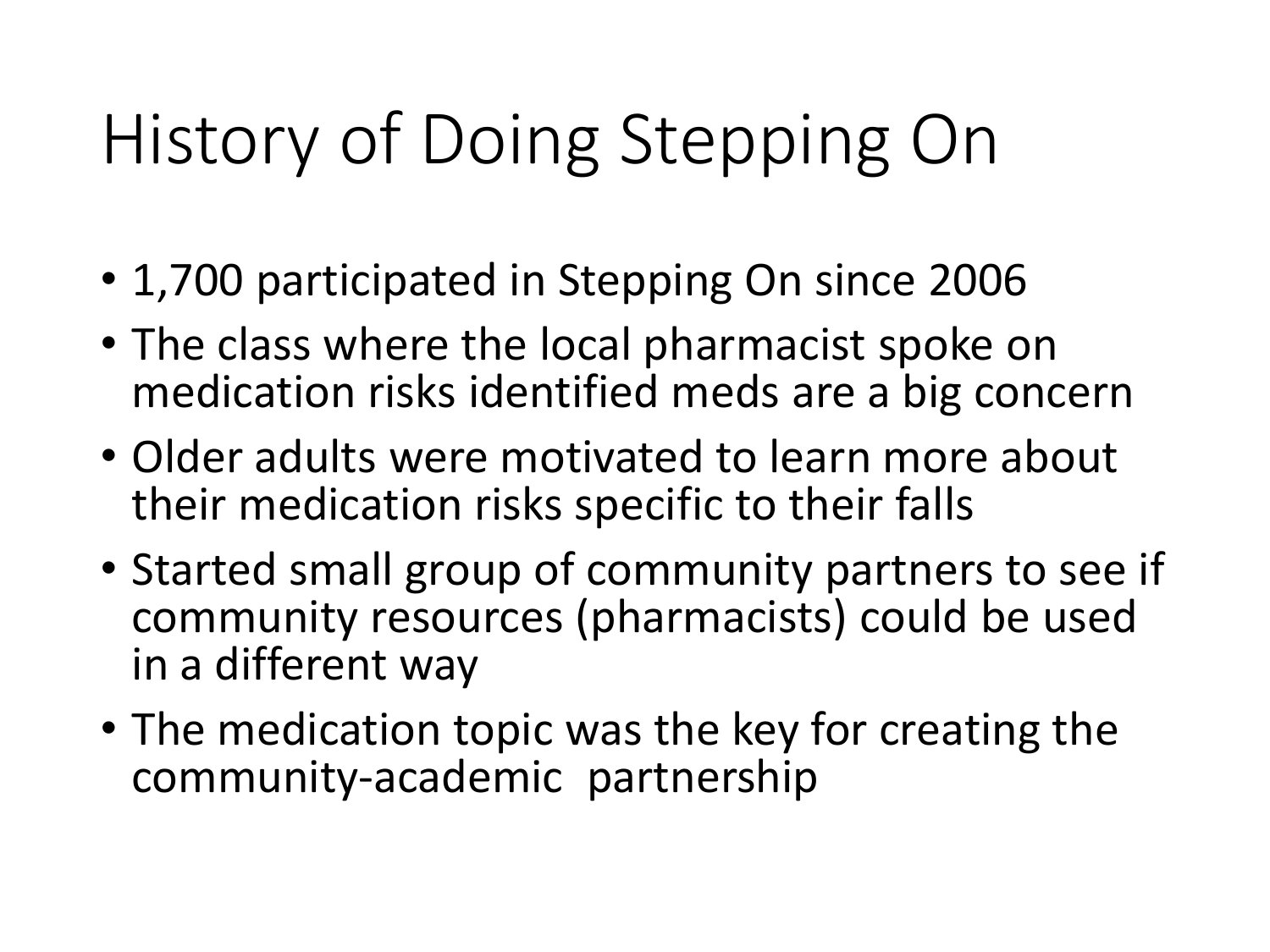# History of Doing Stepping On

- 1,700 participated in Stepping On since 2006
- The class where the local pharmacist spoke on medication risks identified meds are a big concern
- Older adults were motivated to learn more about their medication risks specific to their falls
- Started small group of community partners to see if community resources (pharmacists) could be used in a different way
- The medication topic was the key for creating the community-academic partnership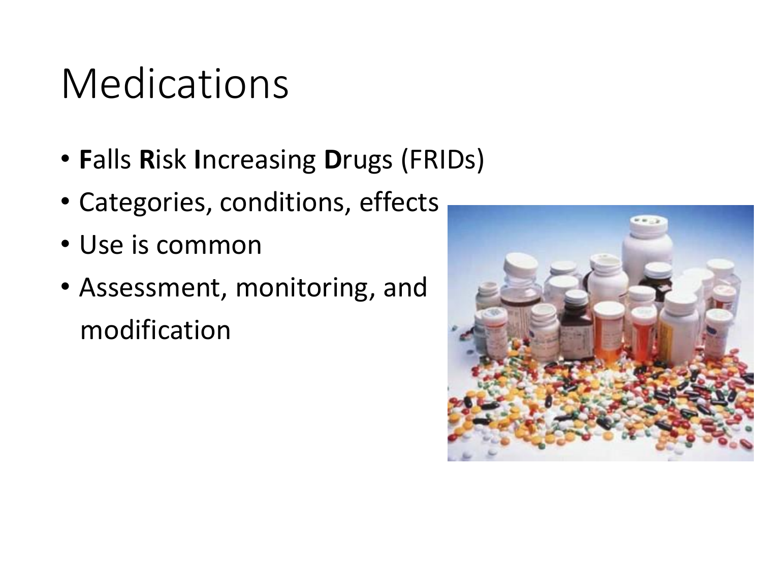# Medications

- **F**alls **R**isk **I**ncreasing **D**rugs (FRIDs)
- Categories, conditions, effects
- Use is common
- Assessment, monitoring, and modification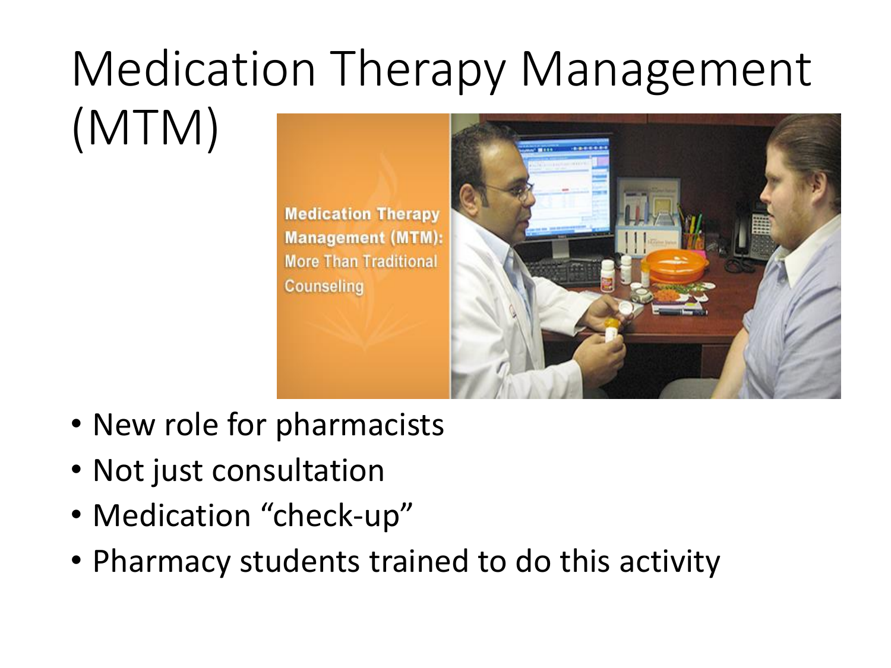# Medication Therapy Management (MTM)

- New role for pharmacists
- Not just consultation
- Medication “check-up”
- Pharmacy students trained to do this activity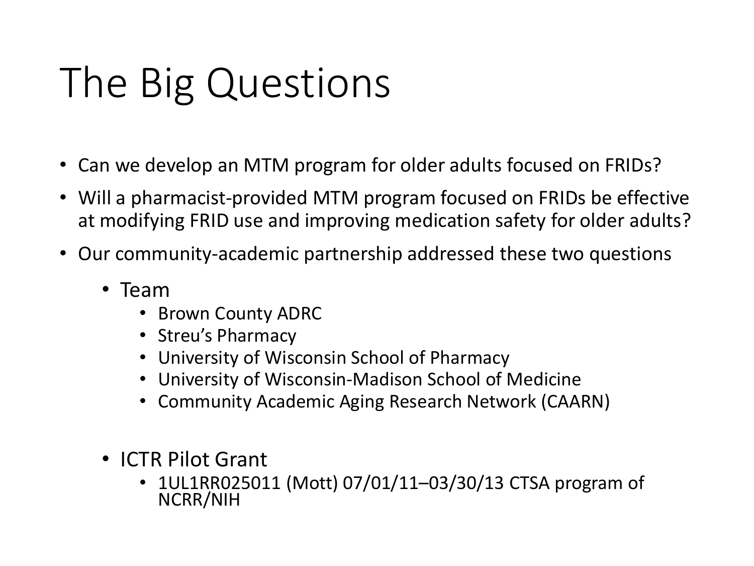# The Big Questions

- Can we develop an MTM program for older adults focused on FRIDs?
- Will a pharmacist-provided MTM program focused on FRIDs be effective at modifying FRID use and improving medication safety for older adults?
- Our community-academic partnership addressed these two questions
  - Team
    - Brown County ADRC
    - Streu's Pharmacy
    - University of Wisconsin School of Pharmacy
    - University of Wisconsin-Madison School of Medicine
    - Community Academic Aging Research Network (CAARN)
  - ICTR Pilot Grant
    - 1UL1RR025011 (Mott) 07/01/11–03/30/13 CTSA program of NCRR/NIH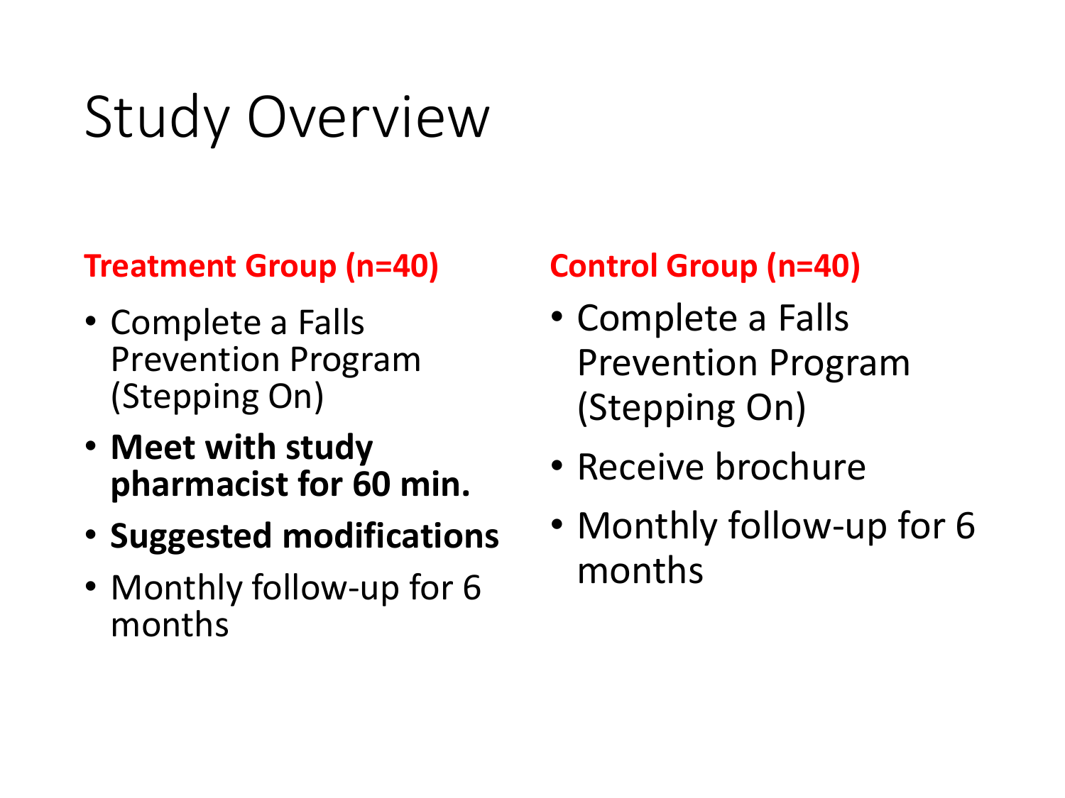# Study Overview

**Treatment Group (n=40)**

- Complete a Falls Prevention Program (Stepping On)
- **Meet with study pharmacist for 60 min.**
- **Suggested modifications**
- Monthly follow-up for 6 months

**Control Group (n=40)**

- Complete a Falls Prevention Program (Stepping On)
- Receive brochure
- Monthly follow-up for 6 months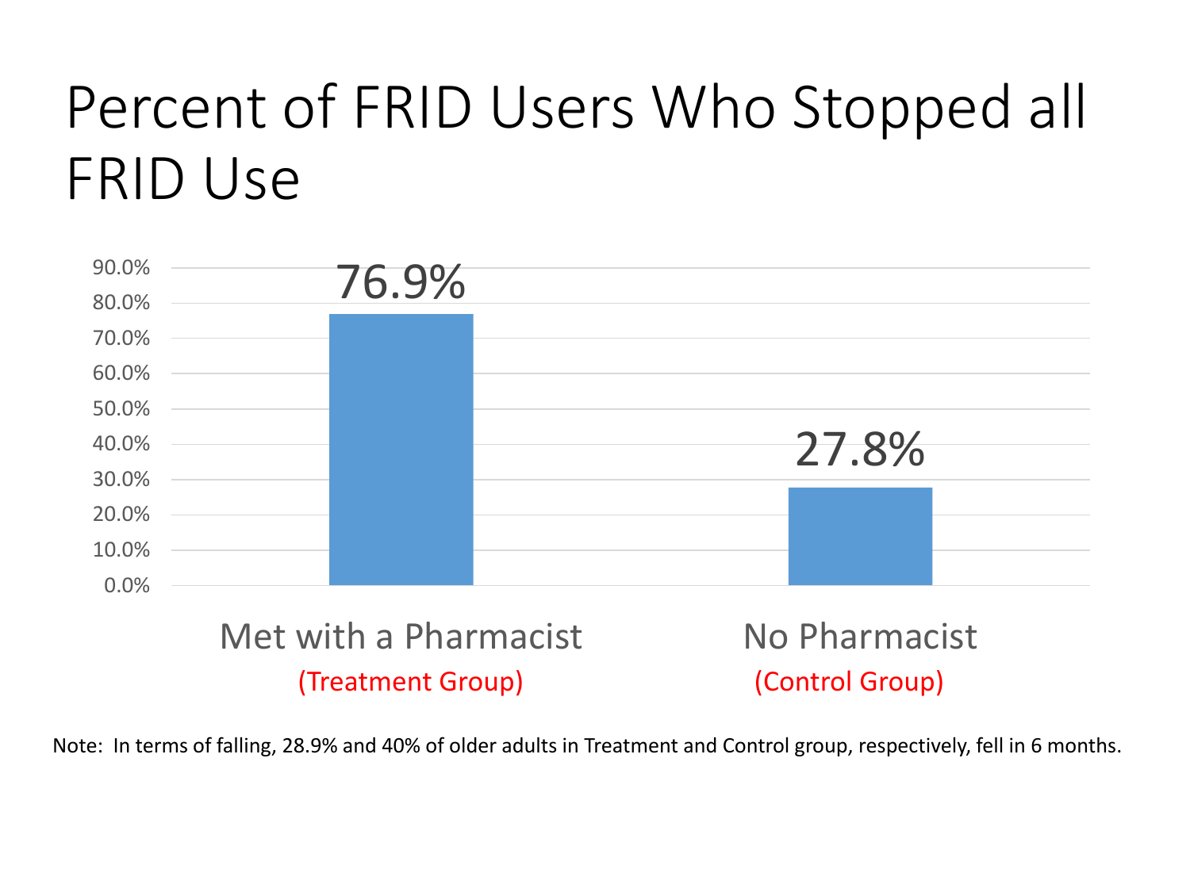# Percent of FRID Users Who Stopped all FRID Use

| | Met with a Pharmacist (Treatment Group) | No Pharmacist (Control Group) |
|---|---|---|
| Percent who stopped all FRID use | 76.9% | 27.8% |

Note: In terms of falling, 28.9% and 40% of older adults in Treatment and Control group, respectively, fell in 6 months.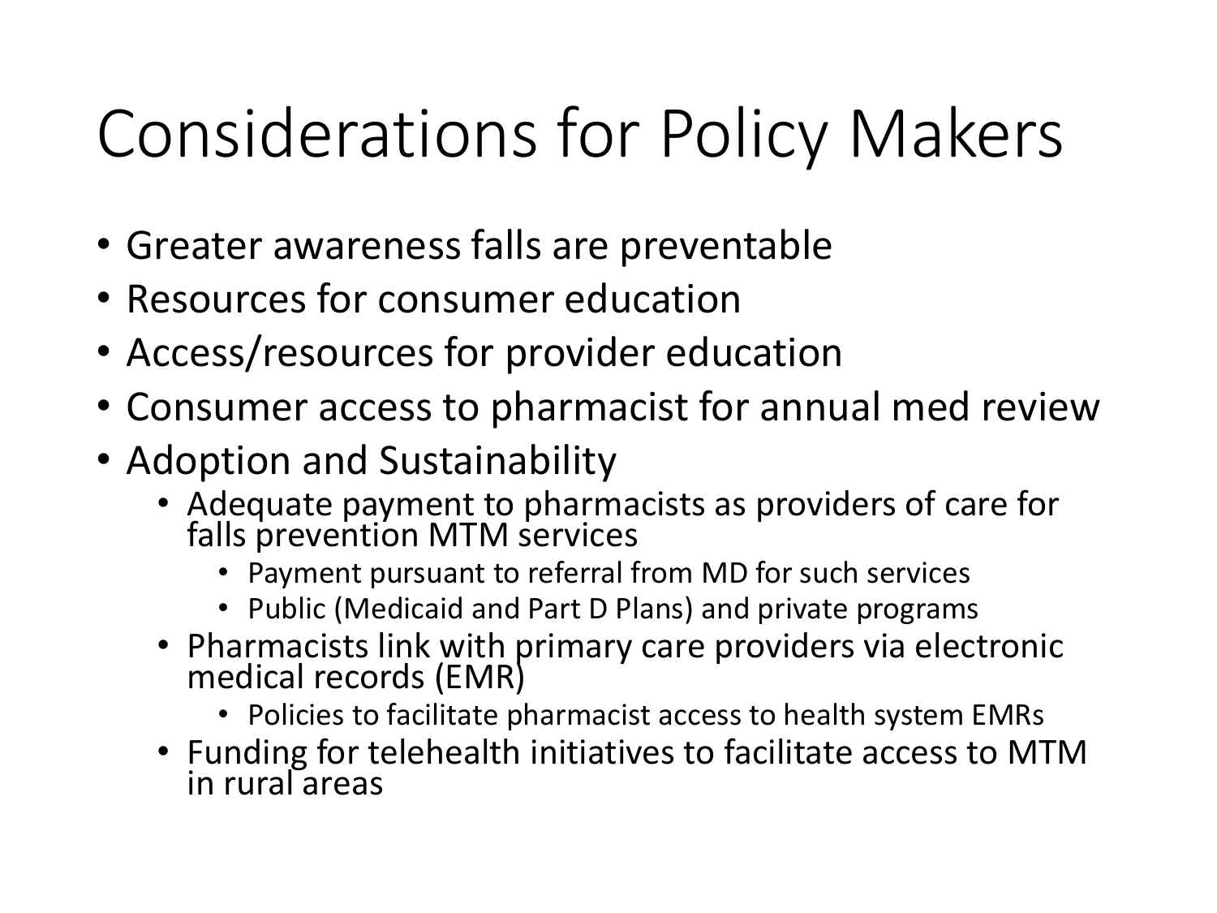# Considerations for Policy Makers

- Greater awareness falls are preventable
- Resources for consumer education
- Access/resources for provider education
- Consumer access to pharmacist for annual med review
- Adoption and Sustainability
  - Adequate payment to pharmacists as providers of care for falls prevention MTM services
    - Payment pursuant to referral from MD for such services
    - Public (Medicaid and Part D Plans) and private programs
  - Pharmacists link with primary care providers via electronic medical records (EMR)
    - Policies to facilitate pharmacist access to health system EMRs
  - Funding for telehealth initiatives to facilitate access to MTM in rural areas